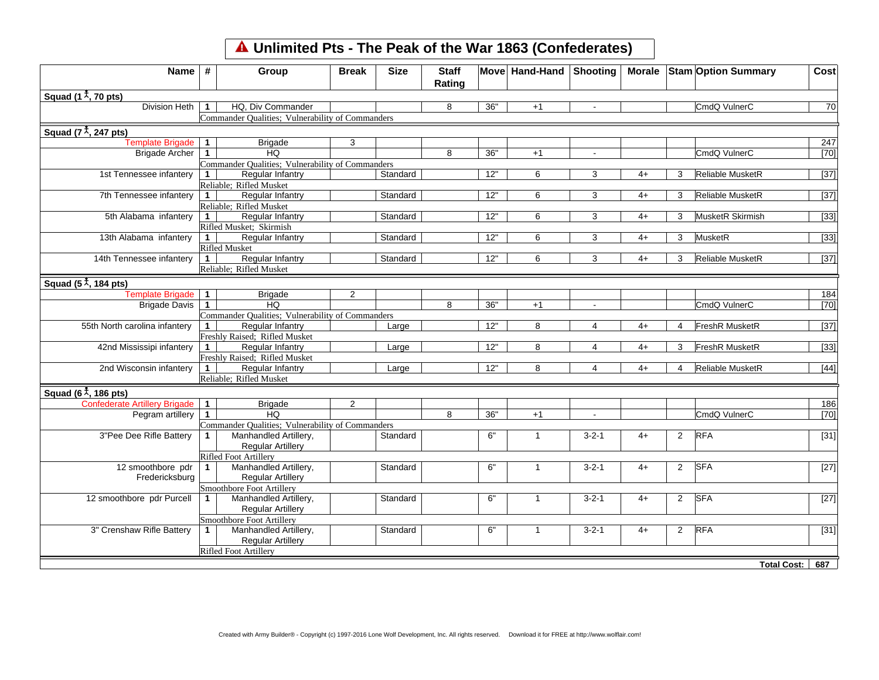# Unlimited Pts - The Peak of the War 1863 (Confederates)

| Name | # | Group | Break | Size | Staff Rating | Move | Hand-Hand | Shooting | Morale | Stam | Option Summary | Cost |
|---|---|---|---|---|---|---|---|---|---|---|---|---|
| **Squad (1, 70 pts)** | | | | | | | | | | | | |
| Division Heth | 1 | HQ, Div Commander | | | 8 | 36" | +1 | - | | | CmdQ VulnerC | 70 |
| | | Commander Qualities; Vulnerability of Commanders | | | | | | | | | | |
| **Squad (7, 247 pts)** | | | | | | | | | | | | |
| Template Brigade | 1 | Brigade | 3 | | | | | | | | | 247 |
| Brigade Archer | 1 | HQ | | | 8 | 36" | +1 | - | | | CmdQ VulnerC | [70] |
| | | Commander Qualities; Vulnerability of Commanders | | | | | | | | | | |
| 1st Tennessee infantery | 1 | Regular Infantry | | Standard | | 12" | 6 | 3 | 4+ | 3 | Reliable MusketR | [37] |
| | | Reliable; Rifled Musket | | | | | | | | | | |
| 7th Tennessee infantery | 1 | Regular Infantry | | Standard | | 12" | 6 | 3 | 4+ | 3 | Reliable MusketR | [37] |
| | | Reliable; Rifled Musket | | | | | | | | | | |
| 5th Alabama infantery | 1 | Regular Infantry | | Standard | | 12" | 6 | 3 | 4+ | 3 | MusketR Skirmish | [33] |
| | | Rifled Musket; Skirmish | | | | | | | | | | |
| 13th Alabama infantery | 1 | Regular Infantry | | Standard | | 12" | 6 | 3 | 4+ | 3 | MusketR | [33] |
| | | Rifled Musket | | | | | | | | | | |
| 14th Tennessee infantery | 1 | Regular Infantry | | Standard | | 12" | 6 | 3 | 4+ | 3 | Reliable MusketR | [37] |
| | | Reliable; Rifled Musket | | | | | | | | | | |
| **Squad (5, 184 pts)** | | | | | | | | | | | | |
| Template Brigade | 1 | Brigade | 2 | | | | | | | | | 184 |
| Brigade Davis | 1 | HQ | | | 8 | 36" | +1 | - | | | CmdQ VulnerC | [70] |
| | | Commander Qualities; Vulnerability of Commanders | | | | | | | | | | |
| 55th North carolina infantery | 1 | Regular Infantry | | Large | | 12" | 8 | 4 | 4+ | 4 | FreshR MusketR | [37] |
| | | Freshly Raised; Rifled Musket | | | | | | | | | | |
| 42nd Mississipi infantery | 1 | Regular Infantry | | Large | | 12" | 8 | 4 | 4+ | 3 | FreshR MusketR | [33] |
| | | Freshly Raised; Rifled Musket | | | | | | | | | | |
| 2nd Wisconsin infantery | 1 | Regular Infantry | | Large | | 12" | 8 | 4 | 4+ | 4 | Reliable MusketR | [44] |
| | | Reliable; Rifled Musket | | | | | | | | | | |
| **Squad (6, 186 pts)** | | | | | | | | | | | | |
| Confederate Artillery Brigade | 1 | Brigade | 2 | | | | | | | | | 186 |
| Pegram artillery | 1 | HQ | | | 8 | 36" | +1 | - | | | CmdQ VulnerC | [70] |
| | | Commander Qualities; Vulnerability of Commanders | | | | | | | | | | |
| 3"Pee Dee Rifle Battery | 1 | Manhandled Artillery, Regular Artillery | | Standard | | 6" | 1 | 3-2-1 | 4+ | 2 | RFA | [31] |
| | | Rifled Foot Artillery | | | | | | | | | | |
| 12 smoothbore pdr Fredericksburg | 1 | Manhandled Artillery, Regular Artillery | | Standard | | 6" | 1 | 3-2-1 | 4+ | 2 | SFA | [27] |
| | | Smoothbore Foot Artillery | | | | | | | | | | |
| 12 smoothbore pdr Purcell | 1 | Manhandled Artillery, Regular Artillery | | Standard | | 6" | 1 | 3-2-1 | 4+ | 2 | SFA | [27] |
| | | Smoothbore Foot Artillery | | | | | | | | | | |
| 3" Crenshaw Rifle Battery | 1 | Manhandled Artillery, Regular Artillery | | Standard | | 6" | 1 | 3-2-1 | 4+ | 2 | RFA | [31] |
| | | Rifled Foot Artillery | | | | | | | | | | |
| | | | | | | | | | | | **Total Cost:** | **687** |

Created with Army Builder® - Copyright (c) 1997-2016 Lone Wolf Development, Inc. All rights reserved. Download it for FREE at http://www.wolflair.com!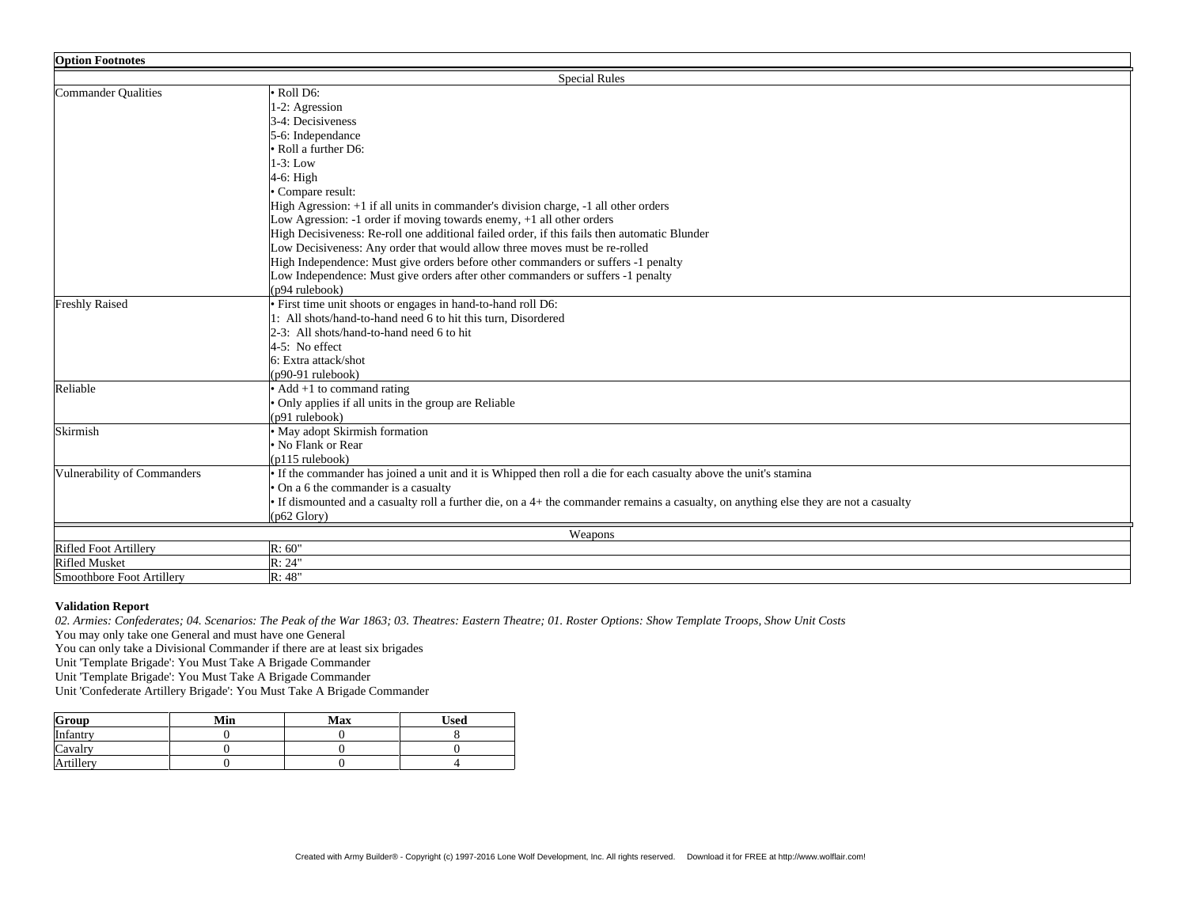| Option Footnotes | |
|---|---|
| Special Rules | |
| Commander Qualities | • Roll D6:<br>1-2: Agression<br>3-4: Decisiveness<br>5-6: Independance<br>• Roll a further D6:<br>1-3: Low<br>4-6: High<br>• Compare result:<br>High Agression: +1 if all units in commander's division charge, -1 all other orders<br>Low Agression: -1 order if moving towards enemy, +1 all other orders<br>High Decisiveness: Re-roll one additional failed order, if this fails then automatic Blunder<br>Low Decisiveness: Any order that would allow three moves must be re-rolled<br>High Independence: Must give orders before other commanders or suffers -1 penalty<br>Low Independence: Must give orders after other commanders or suffers -1 penalty<br>(p94 rulebook) |
| Freshly Raised | • First time unit shoots or engages in hand-to-hand roll D6:<br>1: All shots/hand-to-hand need 6 to hit this turn, Disordered<br>2-3: All shots/hand-to-hand need 6 to hit<br>4-5: No effect<br>6: Extra attack/shot<br>(p90-91 rulebook) |
| Reliable | • Add +1 to command rating<br>• Only applies if all units in the group are Reliable<br>(p91 rulebook) |
| Skirmish | • May adopt Skirmish formation<br>• No Flank or Rear<br>(p115 rulebook) |
| Vulnerability of Commanders | • If the commander has joined a unit and it is Whipped then roll a die for each casualty above the unit's stamina<br>• On a 6 the commander is a casualty<br>• If dismounted and a casualty roll a further die, on a 4+ the commander remains a casualty, on anything else they are not a casualty<br>(p62 Glory) |
| Weapons | |
| Rifled Foot Artillery | R: 60" |
| Rifled Musket | R: 24" |
| Smoothbore Foot Artillery | R: 48" |

**Validation Report**

*02. Armies: Confederates; 04. Scenarios: The Peak of the War 1863; 03. Theatres: Eastern Theatre; 01. Roster Options: Show Template Troops, Show Unit Costs*

You may only take one General and must have one General

You can only take a Divisional Commander if there are at least six brigades

Unit 'Template Brigade': You Must Take A Brigade Commander

Unit 'Template Brigade': You Must Take A Brigade Commander

Unit 'Confederate Artillery Brigade': You Must Take A Brigade Commander

| Group | Min | Max | Used |
|---|---|---|---|
| Infantry | 0 | 0 | 8 |
| Cavalry | 0 | 0 | 0 |
| Artillery | 0 | 0 | 4 |

Created with Army Builder® - Copyright (c) 1997-2016 Lone Wolf Development, Inc. All rights reserved. Download it for FREE at http://www.wolflair.com!